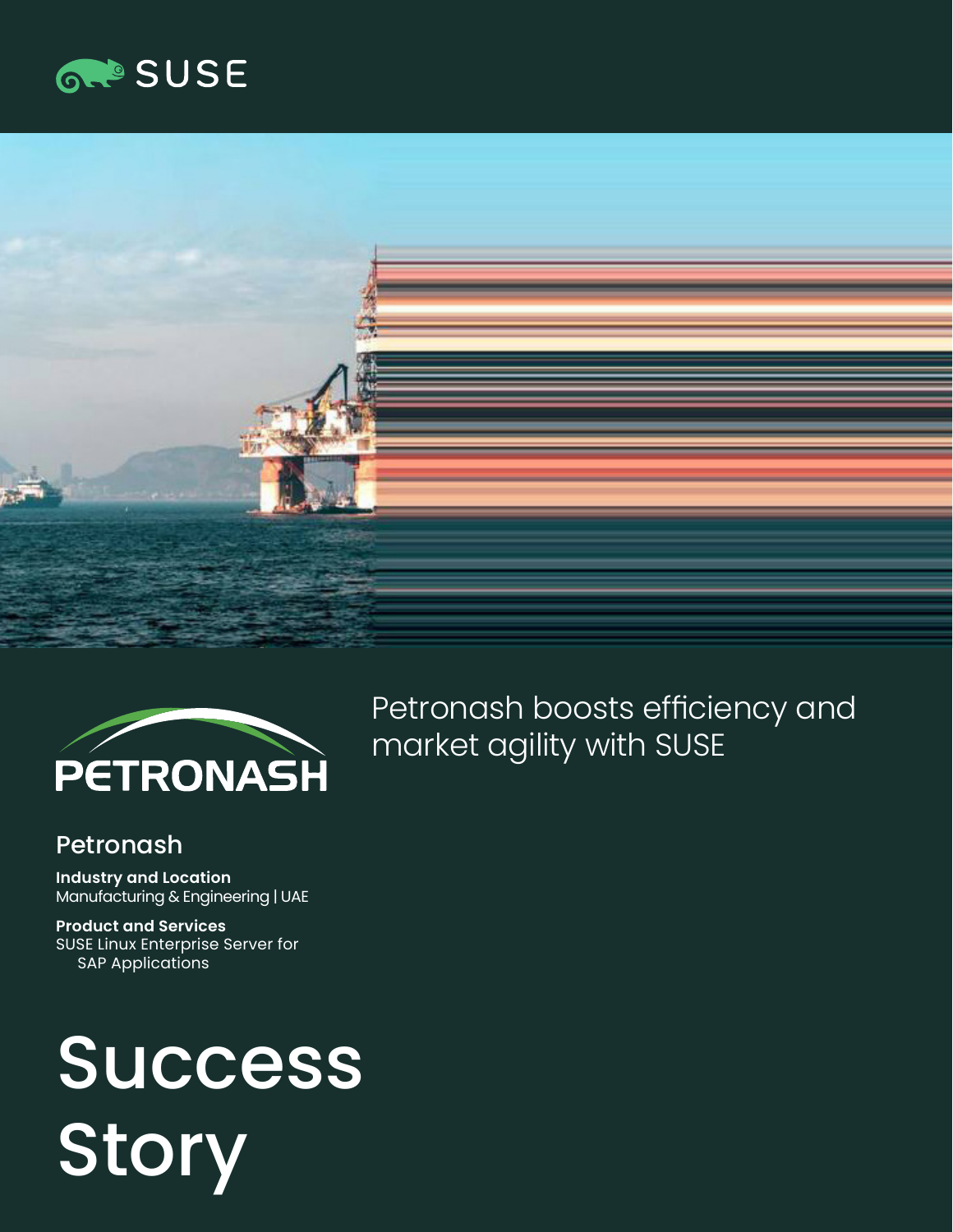# Petronash boosts efficiency and market agility with SUSE

## Petronash

**Industry and Location**
Manufacturing & Engineering | UAE

**Product and Services**
SUSE Linux Enterprise Server for SAP Applications

# Success Story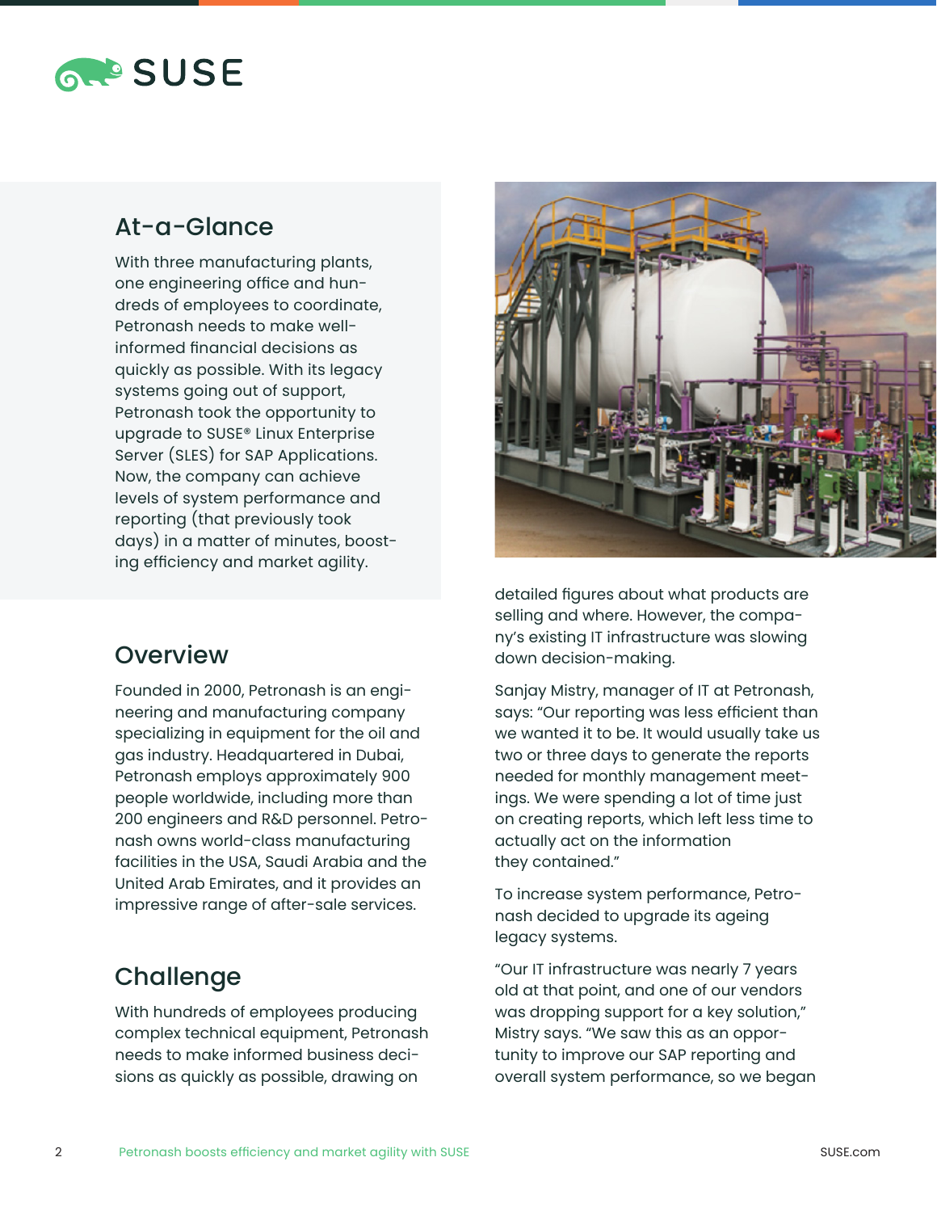## At-a-Glance

With three manufacturing plants, one engineering office and hundreds of employees to coordinate, Petronash needs to make well-informed financial decisions as quickly as possible. With its legacy systems going out of support, Petronash took the opportunity to upgrade to SUSE® Linux Enterprise Server (SLES) for SAP Applications. Now, the company can achieve levels of system performance and reporting (that previously took days) in a matter of minutes, boosting efficiency and market agility.

## Overview

Founded in 2000, Petronash is an engineering and manufacturing company specializing in equipment for the oil and gas industry. Headquartered in Dubai, Petronash employs approximately 900 people worldwide, including more than 200 engineers and R&D personnel. Petronash owns world-class manufacturing facilities in the USA, Saudi Arabia and the United Arab Emirates, and it provides an impressive range of after-sale services.

## Challenge

With hundreds of employees producing complex technical equipment, Petronash needs to make informed business decisions as quickly as possible, drawing on detailed figures about what products are selling and where. However, the company's existing IT infrastructure was slowing down decision-making.

Sanjay Mistry, manager of IT at Petronash, says: "Our reporting was less efficient than we wanted it to be. It would usually take us two or three days to generate the reports needed for monthly management meetings. We were spending a lot of time just on creating reports, which left less time to actually act on the information they contained."

To increase system performance, Petronash decided to upgrade its ageing legacy systems.

"Our IT infrastructure was nearly 7 years old at that point, and one of our vendors was dropping support for a key solution," Mistry says. "We saw this as an opportunity to improve our SAP reporting and overall system performance, so we began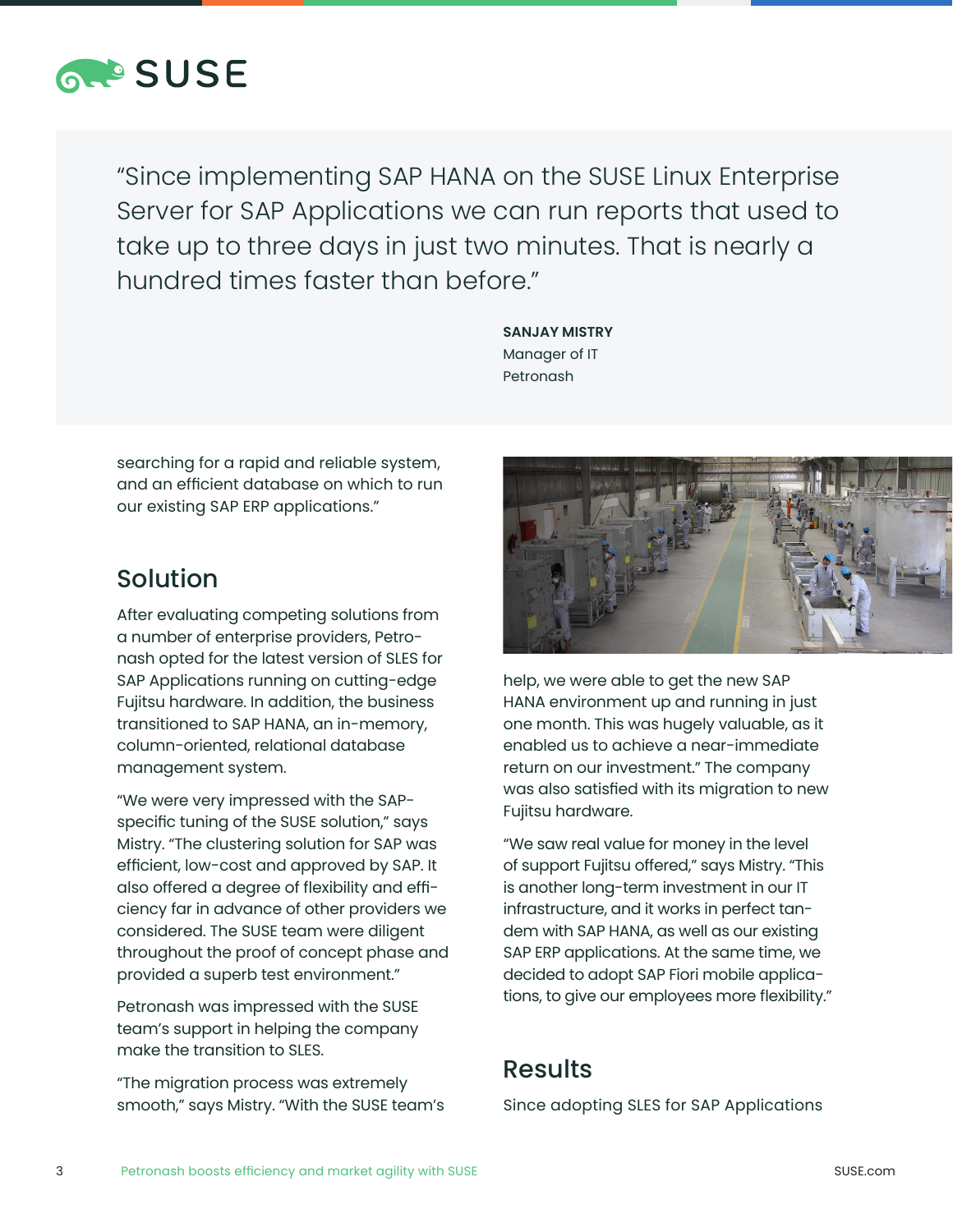> "Since implementing SAP HANA on the SUSE Linux Enterprise Server for SAP Applications we can run reports that used to take up to three days in just two minutes. That is nearly a hundred times faster than before."
>
> **SANJAY MISTRY**
> Manager of IT
> Petronash

searching for a rapid and reliable system, and an efficient database on which to run our existing SAP ERP applications."

## Solution

After evaluating competing solutions from a number of enterprise providers, Petronash opted for the latest version of SLES for SAP Applications running on cutting-edge Fujitsu hardware. In addition, the business transitioned to SAP HANA, an in-memory, column-oriented, relational database management system.

"We were very impressed with the SAP-specific tuning of the SUSE solution," says Mistry. "The clustering solution for SAP was efficient, low-cost and approved by SAP. It also offered a degree of flexibility and efficiency far in advance of other providers we considered. The SUSE team were diligent throughout the proof of concept phase and provided a superb test environment."

Petronash was impressed with the SUSE team's support in helping the company make the transition to SLES.

"The migration process was extremely smooth," says Mistry. "With the SUSE team's help, we were able to get the new SAP HANA environment up and running in just one month. This was hugely valuable, as it enabled us to achieve a near-immediate return on our investment." The company was also satisfied with its migration to new Fujitsu hardware.

"We saw real value for money in the level of support Fujitsu offered," says Mistry. "This is another long-term investment in our IT infrastructure, and it works in perfect tandem with SAP HANA, as well as our existing SAP ERP applications. At the same time, we decided to adopt SAP Fiori mobile applications, to give our employees more flexibility."

## Results

Since adopting SLES for SAP Applications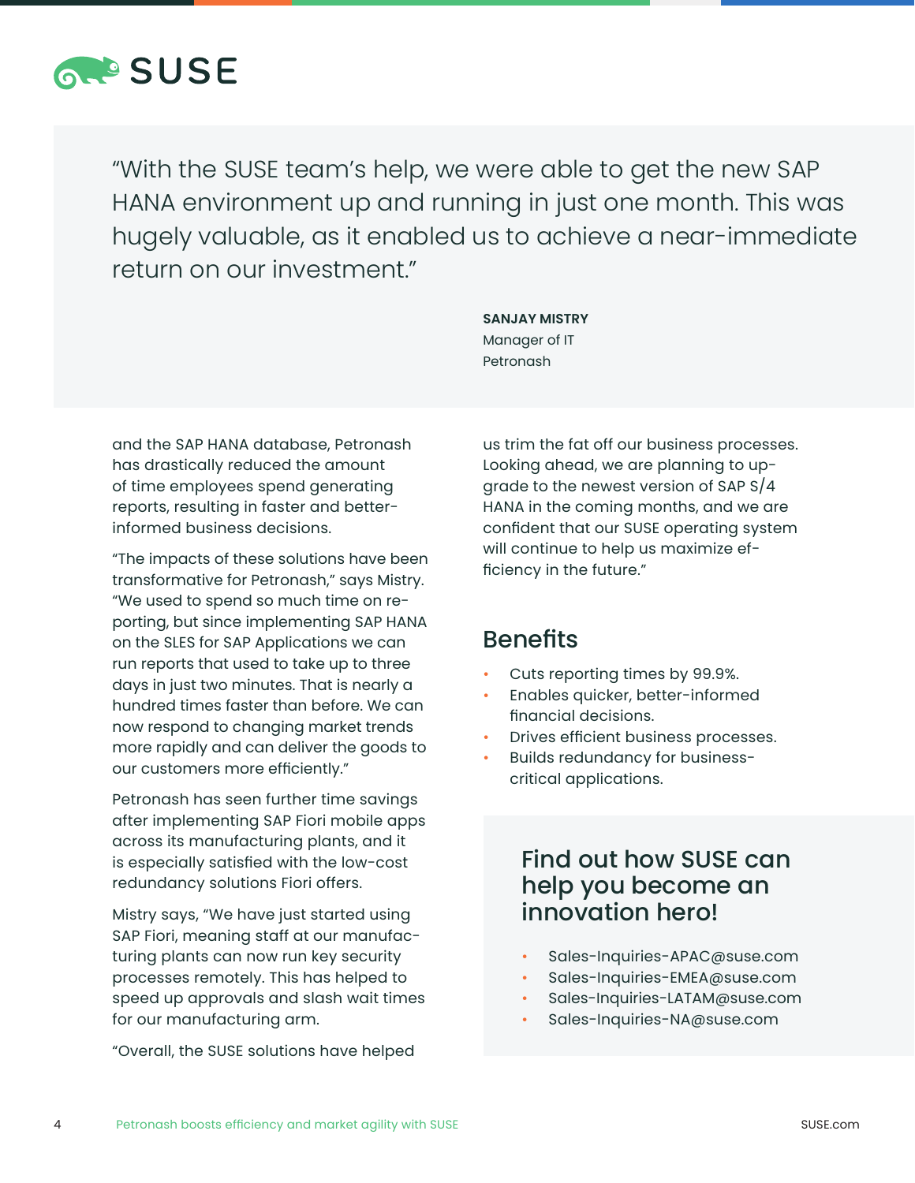> "With the SUSE team's help, we were able to get the new SAP HANA environment up and running in just one month. This was hugely valuable, as it enabled us to achieve a near-immediate return on our investment."
>
> **SANJAY MISTRY**
> Manager of IT
> Petronash

and the SAP HANA database, Petronash has drastically reduced the amount of time employees spend generating reports, resulting in faster and better-informed business decisions.

"The impacts of these solutions have been transformative for Petronash," says Mistry. "We used to spend so much time on reporting, but since implementing SAP HANA on the SLES for SAP Applications we can run reports that used to take up to three days in just two minutes. That is nearly a hundred times faster than before. We can now respond to changing market trends more rapidly and can deliver the goods to our customers more efficiently."

Petronash has seen further time savings after implementing SAP Fiori mobile apps across its manufacturing plants, and it is especially satisfied with the low-cost redundancy solutions Fiori offers.

Mistry says, "We have just started using SAP Fiori, meaning staff at our manufacturing plants can now run key security processes remotely. This has helped to speed up approvals and slash wait times for our manufacturing arm.

"Overall, the SUSE solutions have helped us trim the fat off our business processes. Looking ahead, we are planning to upgrade to the newest version of SAP S/4 HANA in the coming months, and we are confident that our SUSE operating system will continue to help us maximize efficiency in the future."

## Benefits

- Cuts reporting times by 99.9%.
- Enables quicker, better-informed financial decisions.
- Drives efficient business processes.
- Builds redundancy for business-critical applications.

## Find out how SUSE can help you become an innovation hero!

- Sales-Inquiries-APAC@suse.com
- Sales-Inquiries-EMEA@suse.com
- Sales-Inquiries-LATAM@suse.com
- Sales-Inquiries-NA@suse.com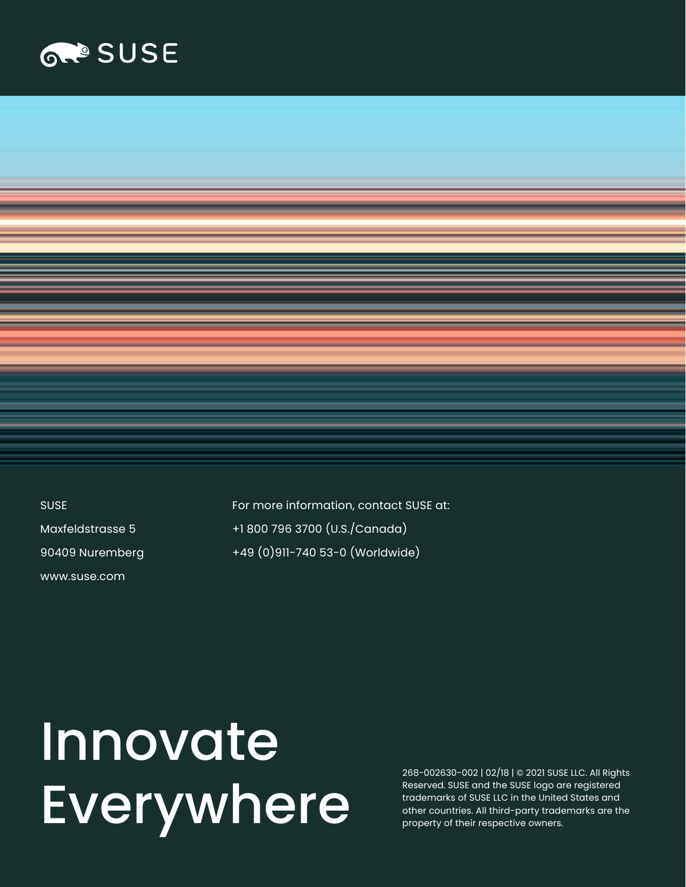SUSE

SUSE

Maxfeldstrasse 5

90409 Nuremberg

www.suse.com

For more information, contact SUSE at:

+1 800 796 3700 (U.S./Canada)

+49 (0)911-740 53-0 (Worldwide)

# Innovate Everywhere

268-002630-002 | 02/18 | © 2021 SUSE LLC. All Rights Reserved. SUSE and the SUSE logo are registered trademarks of SUSE LLC in the United States and other countries. All third-party trademarks are the property of their respective owners.